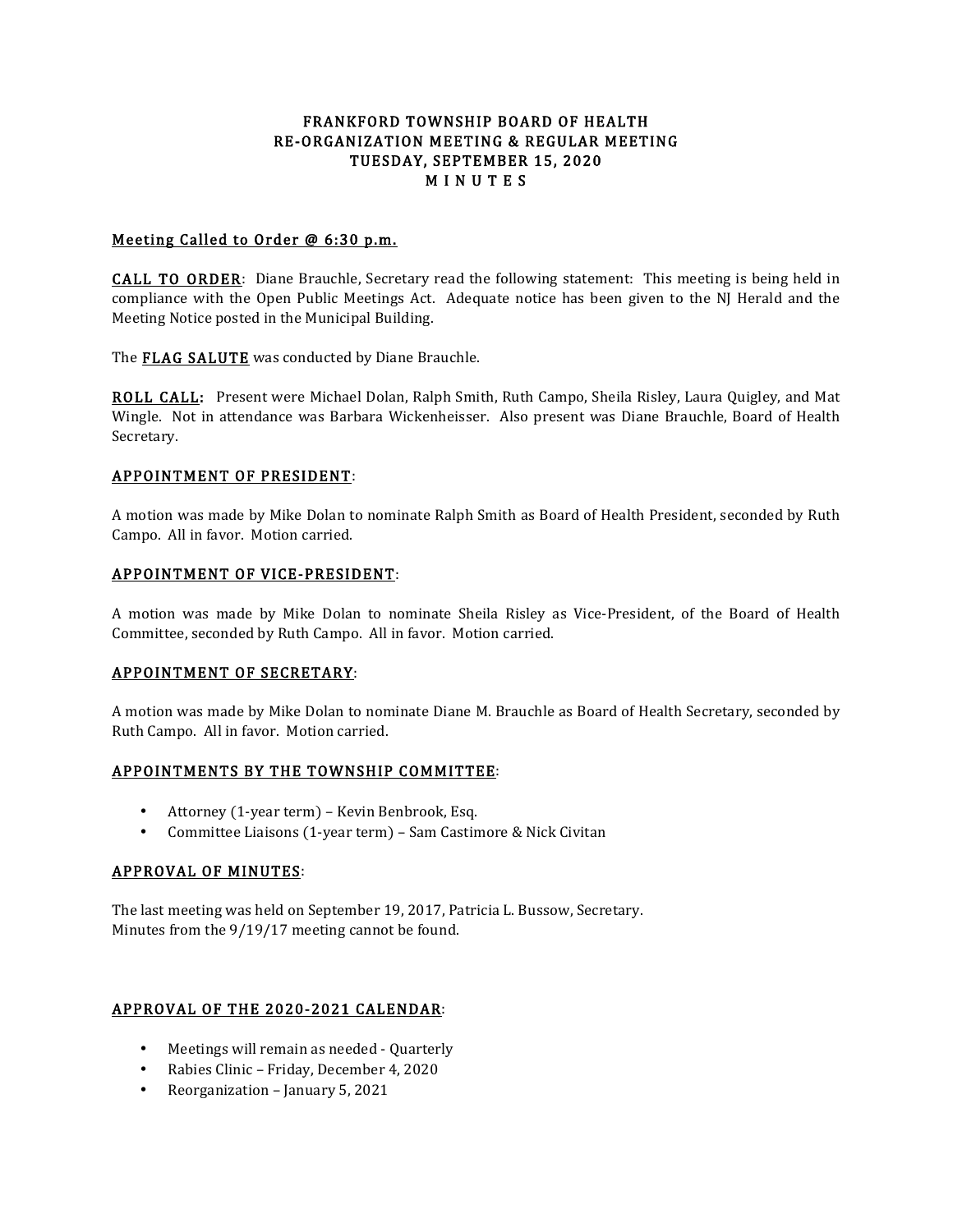# FRANKFORD TOWNSHIP BOARD OF HEALTH
# RE-ORGANIZATION MEETING & REGULAR MEETING
# TUESDAY, SEPTEMBER 15, 2020
# M I N U T E S

**Meeting Called to Order @ 6:30 p.m.**

**CALL TO ORDER**: Diane Brauchle, Secretary read the following statement: This meeting is being held in compliance with the Open Public Meetings Act. Adequate notice has been given to the NJ Herald and the Meeting Notice posted in the Municipal Building.

The **FLAG SALUTE** was conducted by Diane Brauchle.

**ROLL CALL:** Present were Michael Dolan, Ralph Smith, Ruth Campo, Sheila Risley, Laura Quigley, and Mat Wingle. Not in attendance was Barbara Wickenheisser. Also present was Diane Brauchle, Board of Health Secretary.

## APPOINTMENT OF PRESIDENT:

A motion was made by Mike Dolan to nominate Ralph Smith as Board of Health President, seconded by Ruth Campo. All in favor. Motion carried.

## APPOINTMENT OF VICE-PRESIDENT:

A motion was made by Mike Dolan to nominate Sheila Risley as Vice-President, of the Board of Health Committee, seconded by Ruth Campo. All in favor. Motion carried.

## APPOINTMENT OF SECRETARY:

A motion was made by Mike Dolan to nominate Diane M. Brauchle as Board of Health Secretary, seconded by Ruth Campo. All in favor. Motion carried.

## APPOINTMENTS BY THE TOWNSHIP COMMITTEE:

- Attorney (1-year term) – Kevin Benbrook, Esq.
- Committee Liaisons (1-year term) – Sam Castimore & Nick Civitan

## APPROVAL OF MINUTES:

The last meeting was held on September 19, 2017, Patricia L. Bussow, Secretary.
Minutes from the 9/19/17 meeting cannot be found.

## APPROVAL OF THE 2020-2021 CALENDAR:

- Meetings will remain as needed - Quarterly
- Rabies Clinic – Friday, December 4, 2020
- Reorganization – January 5, 2021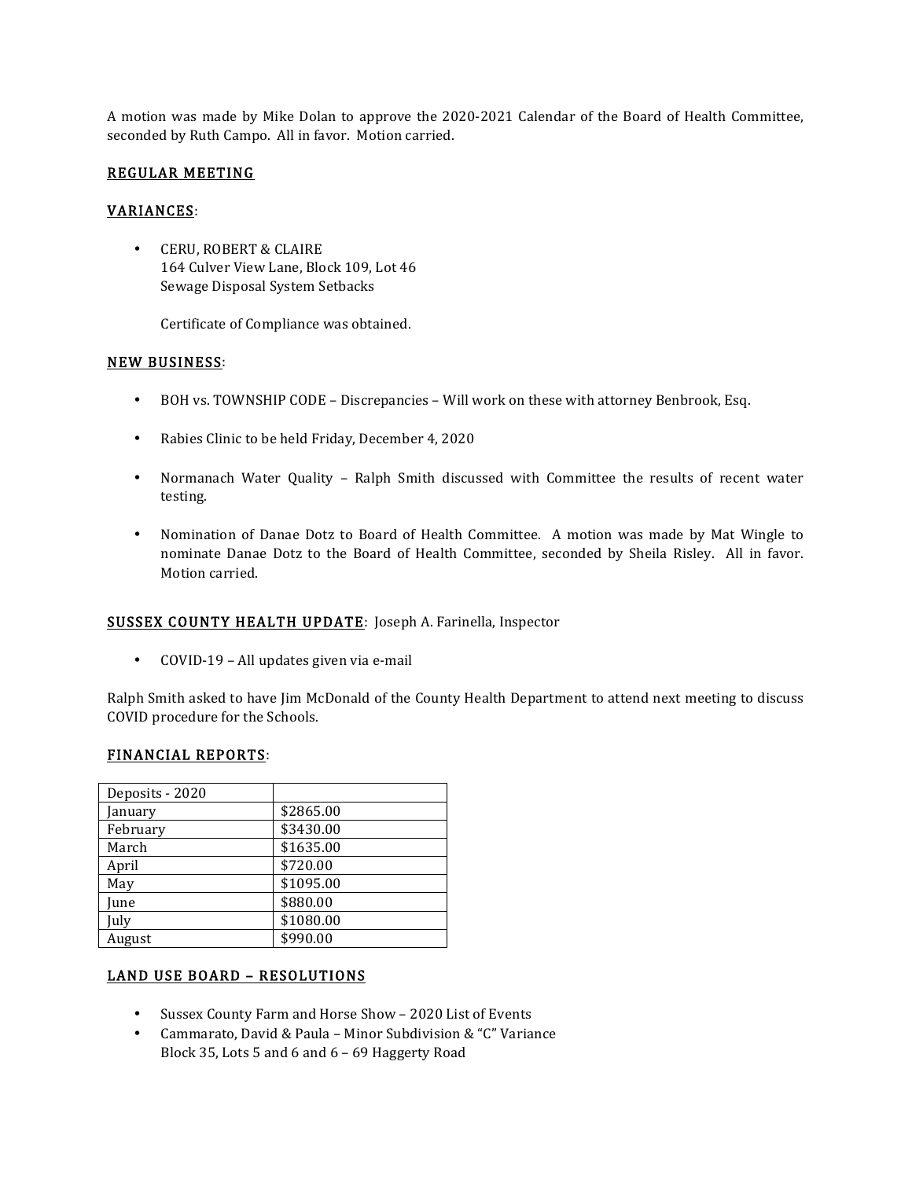A motion was made by Mike Dolan to approve the 2020-2021 Calendar of the Board of Health Committee, seconded by Ruth Campo. All in favor. Motion carried.

## REGULAR MEETING

## VARIANCES:

- CERU, ROBERT & CLAIRE
  164 Culver View Lane, Block 109, Lot 46
  Sewage Disposal System Setbacks

  Certificate of Compliance was obtained.

## NEW BUSINESS:

- BOH vs. TOWNSHIP CODE – Discrepancies – Will work on these with attorney Benbrook, Esq.
- Rabies Clinic to be held Friday, December 4, 2020
- Normanach Water Quality – Ralph Smith discussed with Committee the results of recent water testing.
- Nomination of Danae Dotz to Board of Health Committee. A motion was made by Mat Wingle to nominate Danae Dotz to the Board of Health Committee, seconded by Sheila Risley. All in favor. Motion carried.

## SUSSEX COUNTY HEALTH UPDATE: Joseph A. Farinella, Inspector

- COVID-19 – All updates given via e-mail

Ralph Smith asked to have Jim McDonald of the County Health Department to attend next meeting to discuss COVID procedure for the Schools.

## FINANCIAL REPORTS:

| Deposits - 2020 | |
|---|---|
| January | $2865.00 |
| February | $3430.00 |
| March | $1635.00 |
| April | $720.00 |
| May | $1095.00 |
| June | $880.00 |
| July | $1080.00 |
| August | $990.00 |

## LAND USE BOARD – RESOLUTIONS

- Sussex County Farm and Horse Show – 2020 List of Events
- Cammarato, David & Paula – Minor Subdivision & "C" Variance
  Block 35, Lots 5 and 6 and 6 – 69 Haggerty Road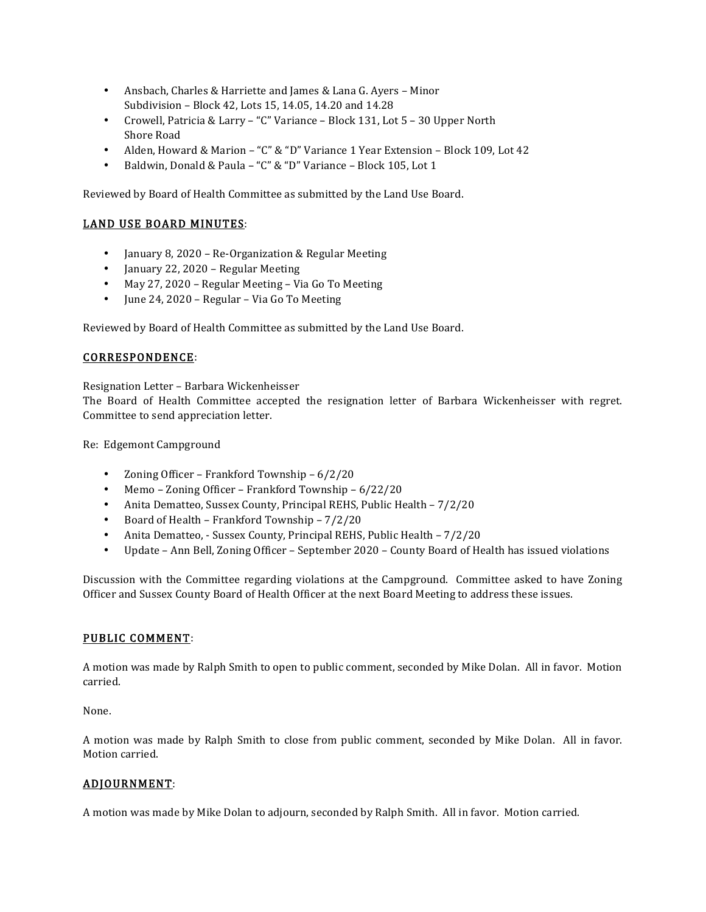- Ansbach, Charles & Harriette and James & Lana G. Ayers – Minor Subdivision – Block 42, Lots 15, 14.05, 14.20 and 14.28
- Crowell, Patricia & Larry – "C" Variance – Block 131, Lot 5 – 30 Upper North Shore Road
- Alden, Howard & Marion – "C" & "D" Variance 1 Year Extension – Block 109, Lot 42
- Baldwin, Donald & Paula – "C" & "D" Variance – Block 105, Lot 1

Reviewed by Board of Health Committee as submitted by the Land Use Board.

## LAND USE BOARD MINUTES:

- January 8, 2020 – Re-Organization & Regular Meeting
- January 22, 2020 – Regular Meeting
- May 27, 2020 – Regular Meeting – Via Go To Meeting
- June 24, 2020 – Regular – Via Go To Meeting

Reviewed by Board of Health Committee as submitted by the Land Use Board.

## CORRESPONDENCE:

Resignation Letter – Barbara Wickenheisser
The Board of Health Committee accepted the resignation letter of Barbara Wickenheisser with regret. Committee to send appreciation letter.

Re: Edgemont Campground

- Zoning Officer – Frankford Township – 6/2/20
- Memo – Zoning Officer – Frankford Township – 6/22/20
- Anita Dematteo, Sussex County, Principal REHS, Public Health – 7/2/20
- Board of Health – Frankford Township – 7/2/20
- Anita Dematteo, - Sussex County, Principal REHS, Public Health – 7/2/20
- Update – Ann Bell, Zoning Officer – September 2020 – County Board of Health has issued violations

Discussion with the Committee regarding violations at the Campground. Committee asked to have Zoning Officer and Sussex County Board of Health Officer at the next Board Meeting to address these issues.

## PUBLIC COMMENT:

A motion was made by Ralph Smith to open to public comment, seconded by Mike Dolan. All in favor. Motion carried.

None.

A motion was made by Ralph Smith to close from public comment, seconded by Mike Dolan. All in favor. Motion carried.

## ADJOURNMENT:

A motion was made by Mike Dolan to adjourn, seconded by Ralph Smith. All in favor. Motion carried.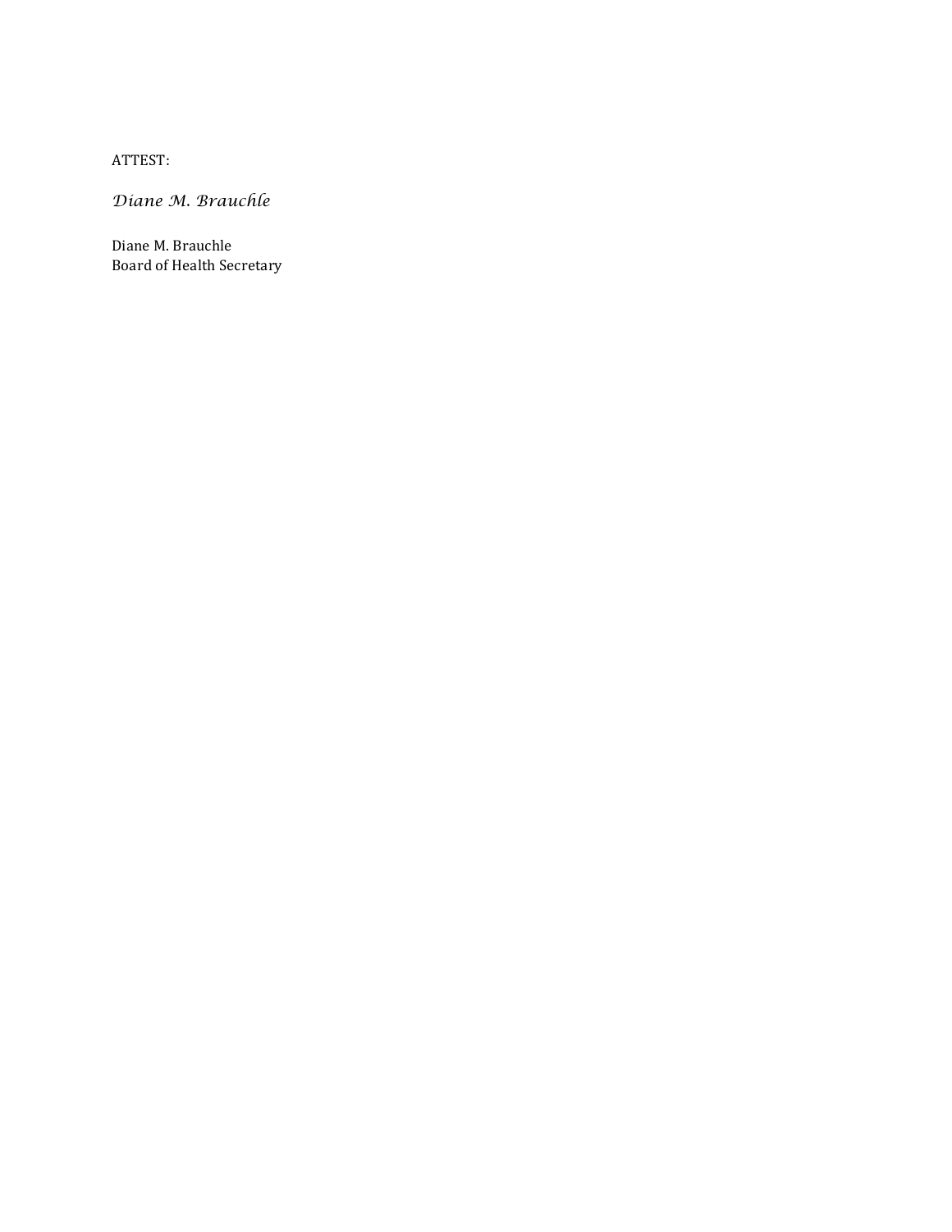ATTEST:

*Diane M. Brauchle*

Diane M. Brauchle
Board of Health Secretary